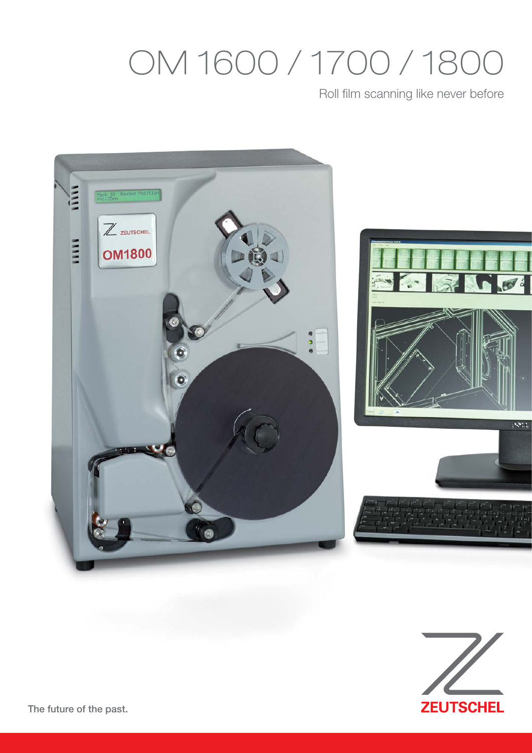# OM 1600 / 1700 / 1800

Roll film scanning like never before

ZEUTSCHEL

The future of the past.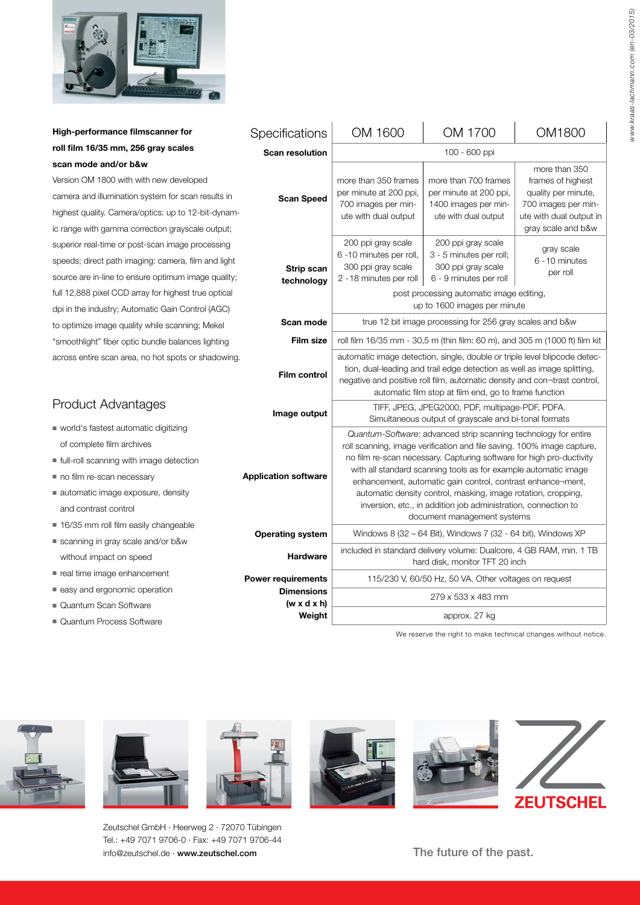**High-performance filmscanner for roll film 16/35 mm, 256 gray scales scan mode and/or b&w**

Version OM 1800 with with new developed camera and illumination system for scan results in highest quality. Camera/optics: up to 12-bit-dynamic range with gamma correction grayscale output; superior real-time or post-scan image processing speeds; direct path imaging: camera, film and light source are in-line to ensure optimum image quality; full 12,888 pixel CCD array for highest true optical dpi in the industry; Automatic Gain Control (AGC) to optimize image quality while scanning; Mekel "smoothlight" fiber optic bundle balances lighting across entire scan area, no hot spots or shadowing.

## Product Advantages

- world's fastest automatic digitizing of complete film archives
- full-roll scanning with image detection
- no film re-scan necessary
- automatic image exposure, density and contrast control
- 16/35 mm roll film easily changeable
- scanning in gray scale and/or b&w without impact on speed
- real time image enhancement
- easy and ergonomic operation
- Quantum Scan Software
- Quantum Process Software

| Specifications | OM 1600 | OM 1700 | OM1800 |
|---|---|---|---|
| **Scan resolution** | 100 - 600 ppi | | |
| **Scan Speed** | more than 350 frames per minute at 200 ppi, 700 images per minute with dual output | more than 700 frames per minute at 200 ppi, 1400 images per minute with dual output | more than 350 frames of highest quality per minute, 700 images per minute with dual output in gray scale and b&w |
| **Strip scan technology** | 200 ppi gray scale 6 -10 minutes per roll, 300 ppi gray scale 2 - 18 minutes per roll | 200 ppi gray scale 3 - 5 minutes per roll; 300 ppi gray scale 6 - 9 minutes per roll | gray scale 6 - 10 minutes per roll |
| | post processing automatic image editing, up to 1600 images per minute | | |
| **Scan mode** | true 12 bit image processing for 256 gray scales and b&w | | |
| **Film size** | roll film 16/35 mm - 30,5 m (thin film: 60 m), and 305 m (1000 ft) film kit | | |
| **Film control** | automatic image detection, single, double or triple level blipcode detection, dual-leading and trail edge detection as well as image splitting, negative and positive roll film, automatic density and con¬trast control, automatic film stop at film end, go to frame function | | |
| **Image output** | TIFF, JPEG, JPEG2000, PDF, multipage-PDF, PDFA. Simultaneous output of grayscale and bi-tonal formats | | |
| **Application software** | *Quantum-Software*: advanced strip scanning technology for entire roll scanning, image verification and file saving. 100% image capture, no film re-scan necessary. Capturing software for high pro-ductivity with all standard scanning tools as for example automatic image enhancement, automatic gain control, contrast enhance¬ment, automatic density control, masking, image rotation, cropping, inversion, etc., in addition job administration, connection to document management systems | | |
| **Operating system** | Windows 8 (32 – 64 Bit), Windows 7 (32 - 64 bit), Windows XP | | |
| **Hardware** | included in standard delivery volume: Dualcore, 4 GB RAM, min. 1 TB hard disk, monitor TFT 20 inch | | |
| **Power requirements** | 115/230 V, 60/50 Hz, 50 VA. Other voltages on request | | |
| **Dimensions (w x d x h)** | 279 x 533 x 483 mm | | |
| **Weight** | approx. 27 kg | | |

We reserve the right to make technical changes without notice.

ZEUTSCHEL

Zeutschel GmbH · Heerweg 2 · 72070 Tübingen
Tel.: +49 7071 9706-0 · Fax: +49 7071 9706-44
info@zeutschel.de · **www.zeutschel.com**

The future of the past.

www.kraas-lachmann.com (en-03/2015)